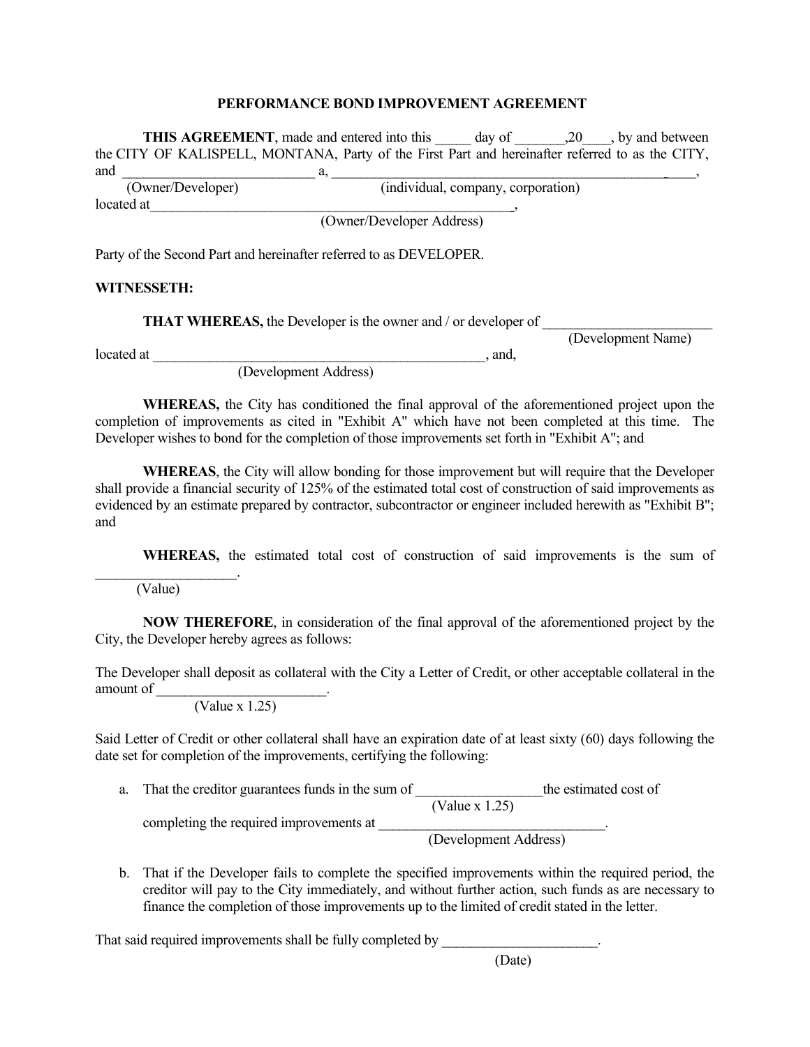**PERFORMANCE BOND IMPROVEMENT AGREEMENT**

**THIS AGREEMENT**, made and entered into this _____ day of _______,20____, by and between the CITY OF KALISPELL, MONTANA, Party of the First Part and hereinafter referred to as the CITY, and ___________________________ a, _______________________________________________________,
(Owner/Developer) (individual, company, corporation)
located at______________________________________________________,
(Owner/Developer Address)

Party of the Second Part and hereinafter referred to as DEVELOPER.

**WITNESSETH:**

**THAT WHEREAS,** the Developer is the owner and / or developer of ________________________
(Development Name)
located at ________________________________________________, and,
(Development Address)

**WHEREAS,** the City has conditioned the final approval of the aforementioned project upon the completion of improvements as cited in "Exhibit A" which have not been completed at this time. The Developer wishes to bond for the completion of those improvements set forth in "Exhibit A"; and

**WHEREAS**, the City will allow bonding for those improvement but will require that the Developer shall provide a financial security of 125% of the estimated total cost of construction of said improvements as evidenced by an estimate prepared by contractor, subcontractor or engineer included herewith as "Exhibit B"; and

**WHEREAS,** the estimated total cost of construction of said improvements is the sum of ____________________.
(Value)

**NOW THEREFORE**, in consideration of the final approval of the aforementioned project by the City, the Developer hereby agrees as follows:

The Developer shall deposit as collateral with the City a Letter of Credit, or other acceptable collateral in the amount of ________________________.
(Value x 1.25)

Said Letter of Credit or other collateral shall have an expiration date of at least sixty (60) days following the date set for completion of the improvements, certifying the following:

a. That the creditor guarantees funds in the sum of _________________the estimated cost of
(Value x 1.25)
completing the required improvements at _________________________________.
(Development Address)

b. That if the Developer fails to complete the specified improvements within the required period, the creditor will pay to the City immediately, and without further action, such funds as are necessary to finance the completion of those improvements up to the limited of credit stated in the letter.

That said required improvements shall be fully completed by ______________________.
(Date)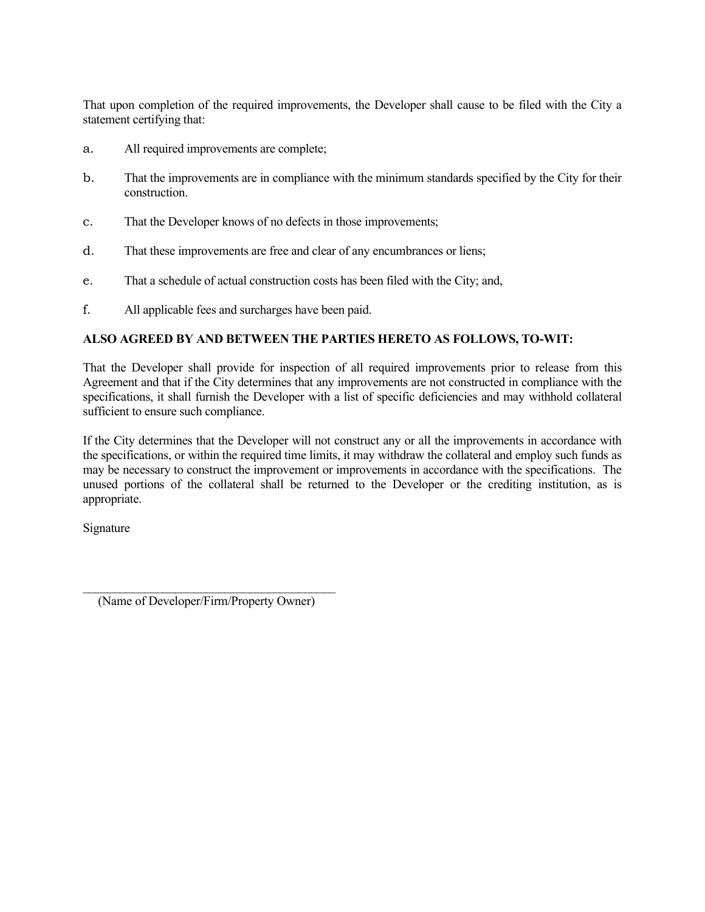That upon completion of the required improvements, the Developer shall cause to be filed with the City a statement certifying that:

a. All required improvements are complete;

b. That the improvements are in compliance with the minimum standards specified by the City for their construction.

c. That the Developer knows of no defects in those improvements;

d. That these improvements are free and clear of any encumbrances or liens;

e. That a schedule of actual construction costs has been filed with the City; and,

f. All applicable fees and surcharges have been paid.

**ALSO AGREED BY AND BETWEEN THE PARTIES HERETO AS FOLLOWS, TO-WIT:**

That the Developer shall provide for inspection of all required improvements prior to release from this Agreement and that if the City determines that any improvements are not constructed in compliance with the specifications, it shall furnish the Developer with a list of specific deficiencies and may withhold collateral sufficient to ensure such compliance.

If the City determines that the Developer will not construct any or all the improvements in accordance with the specifications, or within the required time limits, it may withdraw the collateral and employ such funds as may be necessary to construct the improvement or improvements in accordance with the specifications. The unused portions of the collateral shall be returned to the Developer or the crediting institution, as is appropriate.

Signature

___________________________________________

(Name of Developer/Firm/Property Owner)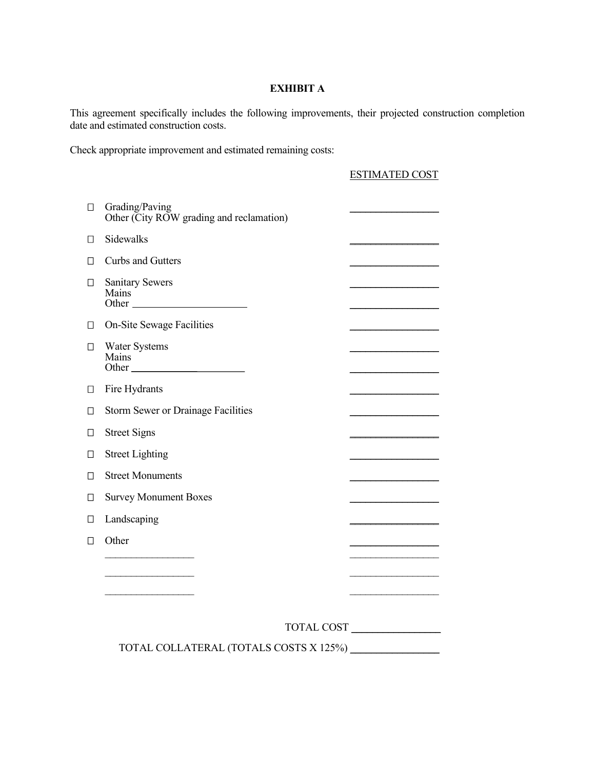**EXHIBIT A**

This agreement specifically includes the following improvements, their projected construction completion date and estimated construction costs.

Check appropriate improvement and estimated remaining costs:

| | | ESTIMATED COST |
|---|---|---|
| ☐ | Grading/Paving<br>Other (City ROW grading and reclamation) | \_\_\_\_\_\_\_\_\_\_\_\_\_\_\_\_ |
| ☐ | Sidewalks | \_\_\_\_\_\_\_\_\_\_\_\_\_\_\_\_ |
| ☐ | Curbs and Gutters | \_\_\_\_\_\_\_\_\_\_\_\_\_\_\_\_ |
| ☐ | Sanitary Sewers<br>Mains | \_\_\_\_\_\_\_\_\_\_\_\_\_\_\_\_ |
| | Other \_\_\_\_\_\_\_\_\_\_\_\_\_\_\_\_\_\_\_\_ | \_\_\_\_\_\_\_\_\_\_\_\_\_\_\_\_ |
| ☐ | On-Site Sewage Facilities | \_\_\_\_\_\_\_\_\_\_\_\_\_\_\_\_ |
| ☐ | Water Systems<br>Mains | \_\_\_\_\_\_\_\_\_\_\_\_\_\_\_\_ |
| | Other \_\_\_\_\_\_\_\_\_\_\_\_\_\_\_\_\_\_\_\_ | \_\_\_\_\_\_\_\_\_\_\_\_\_\_\_\_ |
| ☐ | Fire Hydrants | \_\_\_\_\_\_\_\_\_\_\_\_\_\_\_\_ |
| ☐ | Storm Sewer or Drainage Facilities | \_\_\_\_\_\_\_\_\_\_\_\_\_\_\_\_ |
| ☐ | Street Signs | \_\_\_\_\_\_\_\_\_\_\_\_\_\_\_\_ |
| ☐ | Street Lighting | \_\_\_\_\_\_\_\_\_\_\_\_\_\_\_\_ |
| ☐ | Street Monuments | \_\_\_\_\_\_\_\_\_\_\_\_\_\_\_\_ |
| ☐ | Survey Monument Boxes | \_\_\_\_\_\_\_\_\_\_\_\_\_\_\_\_ |
| ☐ | Landscaping | \_\_\_\_\_\_\_\_\_\_\_\_\_\_\_\_ |
| ☐ | Other | \_\_\_\_\_\_\_\_\_\_\_\_\_\_\_\_ |
| | \_\_\_\_\_\_\_\_\_\_\_\_\_\_\_\_ | \_\_\_\_\_\_\_\_\_\_\_\_\_\_\_\_ |
| | \_\_\_\_\_\_\_\_\_\_\_\_\_\_\_\_ | \_\_\_\_\_\_\_\_\_\_\_\_\_\_\_\_ |
| | \_\_\_\_\_\_\_\_\_\_\_\_\_\_\_\_ | \_\_\_\_\_\_\_\_\_\_\_\_\_\_\_\_ |

TOTAL COST \_\_\_\_\_\_\_\_\_\_\_\_\_\_\_\_

TOTAL COLLATERAL (TOTALS COSTS X 125%) \_\_\_\_\_\_\_\_\_\_\_\_\_\_\_\_